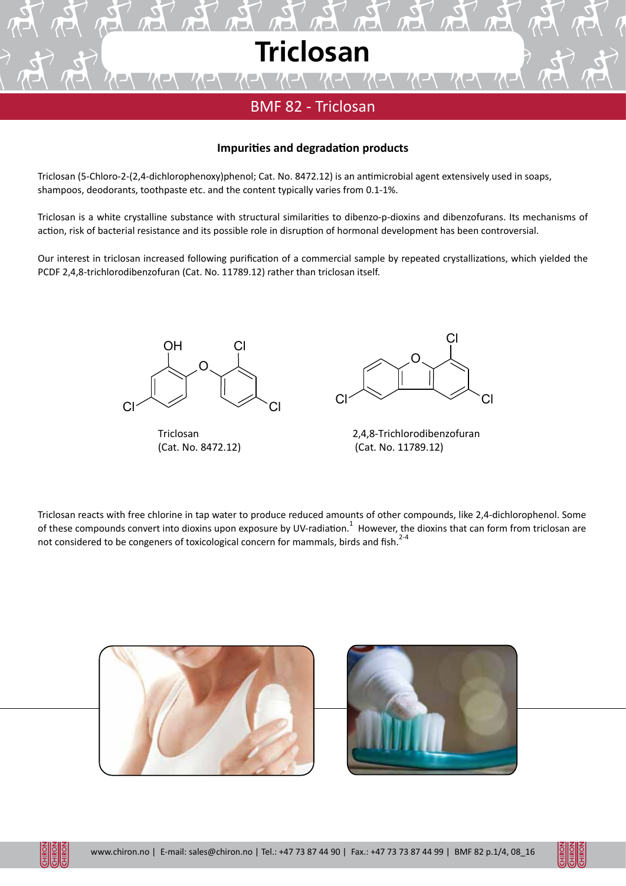# Triclosan

## BMF 82 - Triclosan

### Impurities and degradation products

Triclosan (5-Chloro-2-(2,4-dichlorophenoxy)phenol; Cat. No. 8472.12) is an antimicrobial agent extensively used in soaps, shampoos, deodorants, toothpaste etc. and the content typically varies from 0.1-1%.

Triclosan is a white crystalline substance with structural similarities to dibenzo-p-dioxins and dibenzofurans. Its mechanisms of action, risk of bacterial resistance and its possible role in disruption of hormonal development has been controversial.

Our interest in triclosan increased following purification of a commercial sample by repeated crystallizations, which yielded the PCDF 2,4,8-trichlorodibenzofuran (Cat. No. 11789.12) rather than triclosan itself.

Triclosan
(Cat. No. 8472.12)

2,4,8-Trichlorodibenzofuran
(Cat. No. 11789.12)

Triclosan reacts with free chlorine in tap water to produce reduced amounts of other compounds, like 2,4-dichlorophenol. Some of these compounds convert into dioxins upon exposure by UV-radiation.[1] However, the dioxins that can form from triclosan are not considered to be congeners of toxicological concern for mammals, birds and fish.[2-4]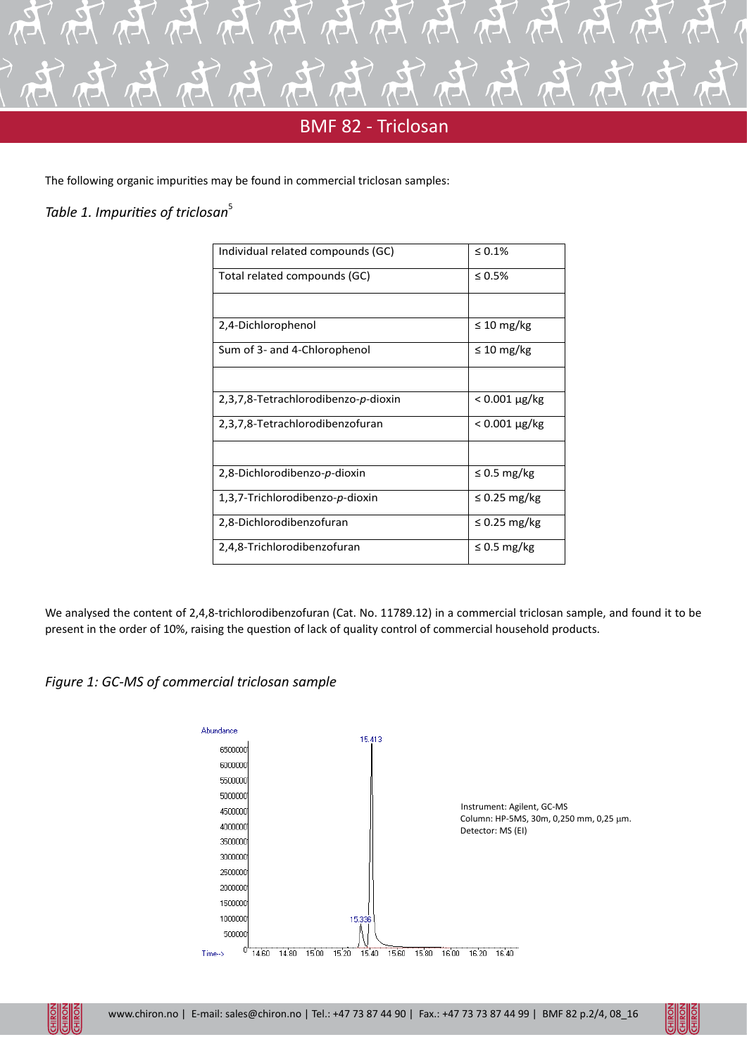# BMF 82 - Triclosan

The following organic impurities may be found in commercial triclosan samples:

*Table 1. Impurities of triclosan*[5]

| Individual related compounds (GC) | ≤ 0.1% |
|---|---|
| Total related compounds (GC) | ≤ 0.5% |
| | |
| 2,4-Dichlorophenol | ≤ 10 mg/kg |
| Sum of 3- and 4-Chlorophenol | ≤ 10 mg/kg |
| | |
| 2,3,7,8-Tetrachlorodibenzo-*p*-dioxin | < 0.001 µg/kg |
| 2,3,7,8-Tetrachlorodibenzofuran | < 0.001 µg/kg |
| | |
| 2,8-Dichlorodibenzo-*p*-dioxin | ≤ 0.5 mg/kg |
| 1,3,7-Trichlorodibenzo-*p*-dioxin | ≤ 0.25 mg/kg |
| 2,8-Dichlorodibenzofuran | ≤ 0.25 mg/kg |
| 2,4,8-Trichlorodibenzofuran | ≤ 0.5 mg/kg |

We analysed the content of 2,4,8-trichlorodibenzofuran (Cat. No. 11789.12) in a commercial triclosan sample, and found it to be present in the order of 10%, raising the question of lack of quality control of commercial household products.

*Figure 1: GC-MS of commercial triclosan sample*

Instrument: Agilent, GC-MS
Column: HP-5MS, 30m, 0,250 mm, 0,25 µm.
Detector: MS (EI)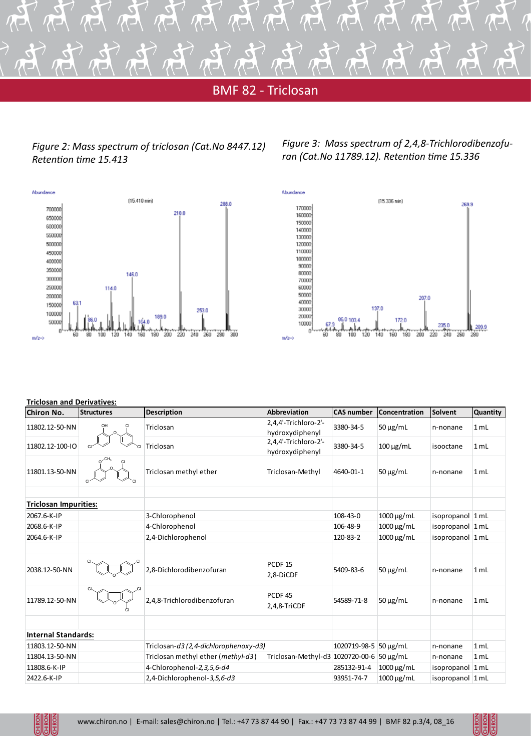# BMF 82 - Triclosan

*Figure 2: Mass spectrum of triclosan (Cat.No 8447.12) Retention time 15.413*

*Figure 3: Mass spectrum of 2,4,8-Trichlorodibenzofuran (Cat.No 11789.12). Retention time 15.336*

**Triclosan and Derivatives:**

| Chiron No. | Structures | Description | Abbreviation | CAS number | Concentration | Solvent | Quantity |
|---|---|---|---|---|---|---|---|
| 11802.12-50-NN | | Triclosan | 2,4,4'-Trichloro-2'-hydroxydiphenyl | 3380-34-5 | 50 µg/mL | n-nonane | 1 mL |
| 11802.12-100-IO | | Triclosan | 2,4,4'-Trichloro-2'-hydroxydiphenyl | 3380-34-5 | 100 µg/mL | isooctane | 1 mL |
| 11801.13-50-NN | | Triclosan methyl ether | Triclosan-Methyl | 4640-01-1 | 50 µg/mL | n-nonane | 1 mL |
| | | | | | | | |
| **Triclosan Impurities:** | | | | | | | |
| 2067.6-K-IP | | 3-Chlorophenol | | 108-43-0 | 1000 µg/mL | isopropanol | 1 mL |
| 2068.6-K-IP | | 4-Chlorophenol | | 106-48-9 | 1000 µg/mL | isopropanol | 1 mL |
| 2064.6-K-IP | | 2,4-Dichlorophenol | | 120-83-2 | 1000 µg/mL | isopropanol | 1 mL |
| | | | | | | | |
| 2038.12-50-NN | | 2,8-Dichlorodibenzofuran | PCDF 15 2,8-DiCDF | 5409-83-6 | 50 µg/mL | n-nonane | 1 mL |
| 11789.12-50-NN | | 2,4,8-Trichlorodibenzofuran | PCDF 45 2,4,8-TriCDF | 54589-71-8 | 50 µg/mL | n-nonane | 1 mL |
| | | | | | | | |
| **Internal Standards:** | | | | | | | |
| 11803.12-50-NN | | Triclosan-*d3 (2,4-dichlorophenoxy-d3)* | | 1020719-98-5 | 50 µg/mL | n-nonane | 1 mL |
| 11804.13-50-NN | | Triclosan methyl ether (*methyl-d3*) | Triclosan-Methyl-d3 | 1020720-00-6 | 50 µg/mL | n-nonane | 1 mL |
| 11808.6-K-IP | | 4-Chlorophenol-*2,3,5,6-d4* | | 285132-91-4 | 1000 µg/mL | isopropanol | 1 mL |
| 2422.6-K-IP | | 2,4-Dichlorophenol-*3,5,6-d3* | | 93951-74-7 | 1000 µg/mL | isopropanol | 1 mL |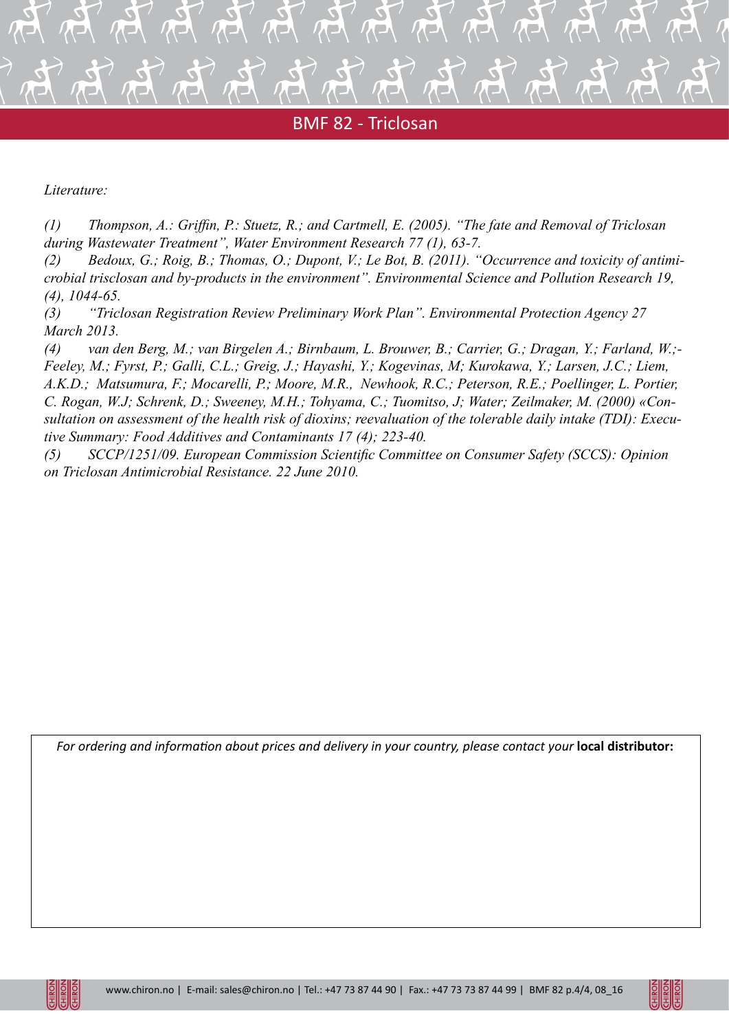*Literature:*

*(1) Thompson, A.: Griffin, P.: Stuetz, R.; and Cartmell, E. (2005). "The fate and Removal of Triclosan during Wastewater Treatment", Water Environment Research 77 (1), 63-7.*
*(2) Bedoux, G.; Roig, B.; Thomas, O.; Dupont, V.; Le Bot, B. (2011). "Occurrence and toxicity of antimicrobial trisclosan and by-products in the environment". Environmental Science and Pollution Research 19, (4), 1044-65.*
*(3) "Triclosan Registration Review Preliminary Work Plan". Environmental Protection Agency 27 March 2013.*
*(4) van den Berg, M.; van Birgelen A.; Birnbaum, L. Brouwer, B.; Carrier, G.; Dragan, Y.; Farland, W.;-Feeley, M.; Fyrst, P.; Galli, C.L.; Greig, J.; Hayashi, Y.; Kogevinas, M; Kurokawa, Y.; Larsen, J.C.; Liem, A.K.D.; Matsumura, F.; Mocarelli, P.; Moore, M.R., Newhook, R.C.; Peterson, R.E.; Poellinger, L. Portier, C. Rogan, W.J; Schrenk, D.; Sweeney, M.H.; Tohyama, C.; Tuomitso, J; Water; Zeilmaker, M. (2000) «Consultation on assessment of the health risk of dioxins; reevaluation of the tolerable daily intake (TDI): Executive Summary: Food Additives and Contaminants 17 (4); 223-40.*
*(5) SCCP/1251/09. European Commission Scientific Committee on Consumer Safety (SCCS): Opinion on Triclosan Antimicrobial Resistance. 22 June 2010.*

*For ordering and information about prices and delivery in your country, please contact your* **local distributor:**

www.chiron.no | E-mail: sales@chiron.no | Tel.: +47 73 87 44 90 | Fax.: +47 73 73 87 44 99 | BMF 82 p.4/4, 08_16